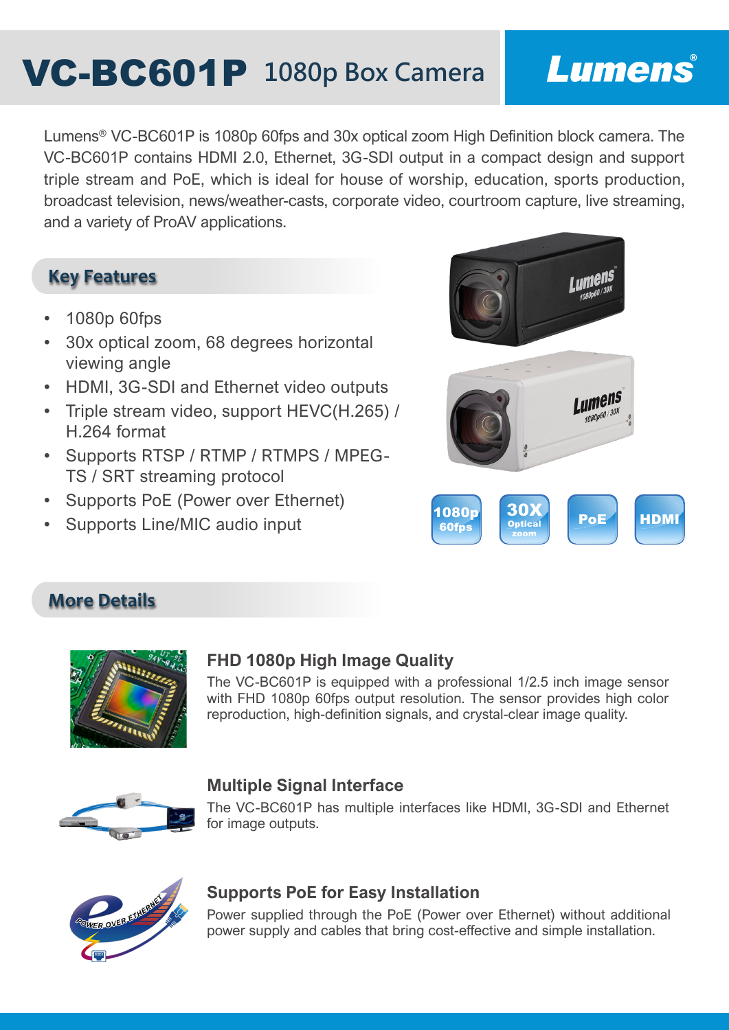# VC-BC601P 1080p Box Camera

Lumens

Lumens® VC-BC601P is 1080p 60fps and 30x optical zoom High Definition block camera. The VC-BC601P contains HDMI 2.0, Ethernet, 3G-SDI output in a compact design and support triple stream and PoE, which is ideal for house of worship, education, sports production, broadcast television, news/weather-casts, corporate video, courtroom capture, live streaming, and a variety of ProAV applications.

## Key Features

- 1080p 60fps
- 30x optical zoom, 68 degrees horizontal viewing angle
- HDMI, 3G-SDI and Ethernet video outputs
- Triple stream video, support HEVC(H.265) / H.264 format
- Supports RTSP / RTMP / RTMPS / MPEG-TS / SRT streaming protocol
- Supports PoE (Power over Ethernet)
- Supports Line/MIC audio input

1080p 60fps | 30X Optical zoom | PoE | HDMI

## More Details

### FHD 1080p High Image Quality

The VC-BC601P is equipped with a professional 1/2.5 inch image sensor with FHD 1080p 60fps output resolution. The sensor provides high color reproduction, high-definition signals, and crystal-clear image quality.

### Multiple Signal Interface

The VC-BC601P has multiple interfaces like HDMI, 3G-SDI and Ethernet for image outputs.

### Supports PoE for Easy Installation

Power supplied through the PoE (Power over Ethernet) without additional power supply and cables that bring cost-effective and simple installation.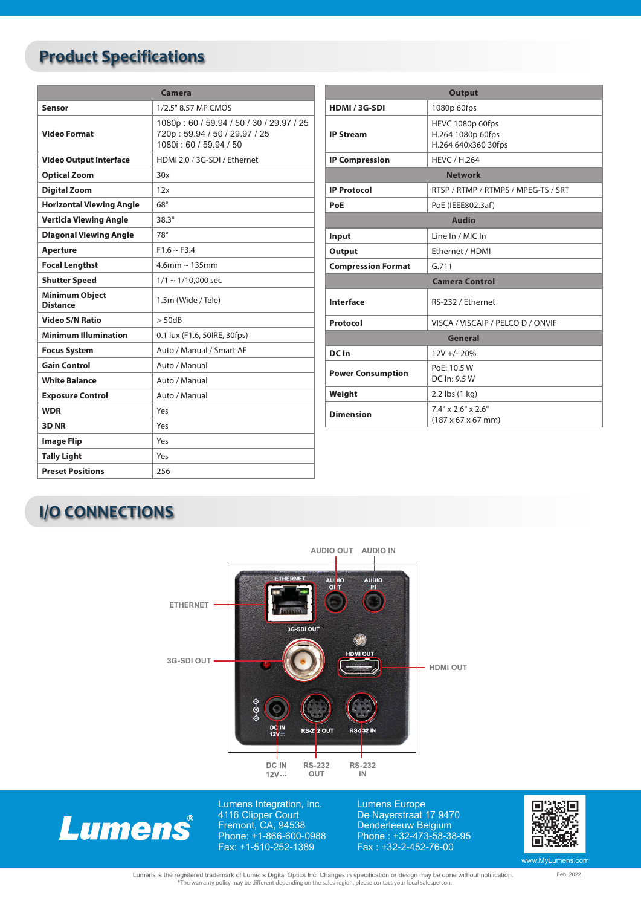## Product Specifications

| Camera | |
|---|---|
| **Sensor** | 1/2.5" 8.57 MP CMOS |
| **Video Format** | 1080p : 60 / 59.94 / 50 / 30 / 29.97 / 25<br>720p : 59.94 / 50 / 29.97 / 25<br>1080i : 60 / 59.94 / 50 |
| **Video Output Interface** | HDMI 2.0 / 3G-SDI / Ethernet |
| **Optical Zoom** | 30x |
| **Digital Zoom** | 12x |
| **Horizontal Viewing Angle** | 68° |
| **Verticla Viewing Angle** | 38.3° |
| **Diagonal Viewing Angle** | 78° |
| **Aperture** | F1.6 ~ F3.4 |
| **Focal Lengthst** | 4.6mm ~ 135mm |
| **Shutter Speed** | 1/1 ~ 1/10,000 sec |
| **Minimum Object Distance** | 1.5m (Wide / Tele) |
| **Video S/N Ratio** | > 50dB |
| **Minimum Illumination** | 0.1 lux (F1.6, 50IRE, 30fps) |
| **Focus System** | Auto / Manual / Smart AF |
| **Gain Control** | Auto / Manual |
| **White Balance** | Auto / Manual |
| **Exposure Control** | Auto / Manual |
| **WDR** | Yes |
| **3D NR** | Yes |
| **Image Flip** | Yes |
| **Tally Light** | Yes |
| **Preset Positions** | 256 |

| Output | |
|---|---|
| **HDMI / 3G-SDI** | 1080p 60fps |
| **IP Stream** | HEVC 1080p 60fps<br>H.264 1080p 60fps<br>H.264 640x360 30fps |
| **IP Compression** | HEVC / H.264 |
| **Network** | |
| **IP Protocol** | RTSP / RTMP / RTMPS / MPEG-TS / SRT |
| **PoE** | PoE (IEEE802.3af) |
| **Audio** | |
| **Input** | Line In / MIC In |
| **Output** | Ethernet / HDMI |
| **Compression Format** | G.711 |
| **Camera Control** | |
| **Interface** | RS-232 / Ethernet |
| **Protocol** | VISCA / VISCAIP / PELCO D / ONVIF |
| **General** | |
| **DC In** | 12V +/- 20% |
| **Power Consumption** | PoE: 10.5 W<br>DC In: 9.5 W |
| **Weight** | 2.2 lbs (1 kg) |
| **Dimension** | 7.4" x 2.6" x 2.6"<br>(187 x 67 x 67 mm) |

## I/O CONNECTIONS

AUDIO OUT
AUDIO IN
ETHERNET
3G-SDI OUT
HDMI OUT
DC IN 12V
RS-232 OUT
RS-232 IN

Lumens

Lumens Integration, Inc.
4116 Clipper Court
Fremont, CA, 94538
Phone: +1-866-600-0988
Fax: +1-510-252-1389

Lumens Europe
De Nayerstraat 17 9470
Denderleeuw Belgium
Phone : +32-473-58-38-95
Fax : +32-2-452-76-00

www.MyLumens.com

Lumens is the registered trademark of Lumens Digital Optics Inc. Changes in specification or design may be done without notification.
*The warranty policy may be different depending on the sales region, please contact your local salesperson.

Feb, 2022